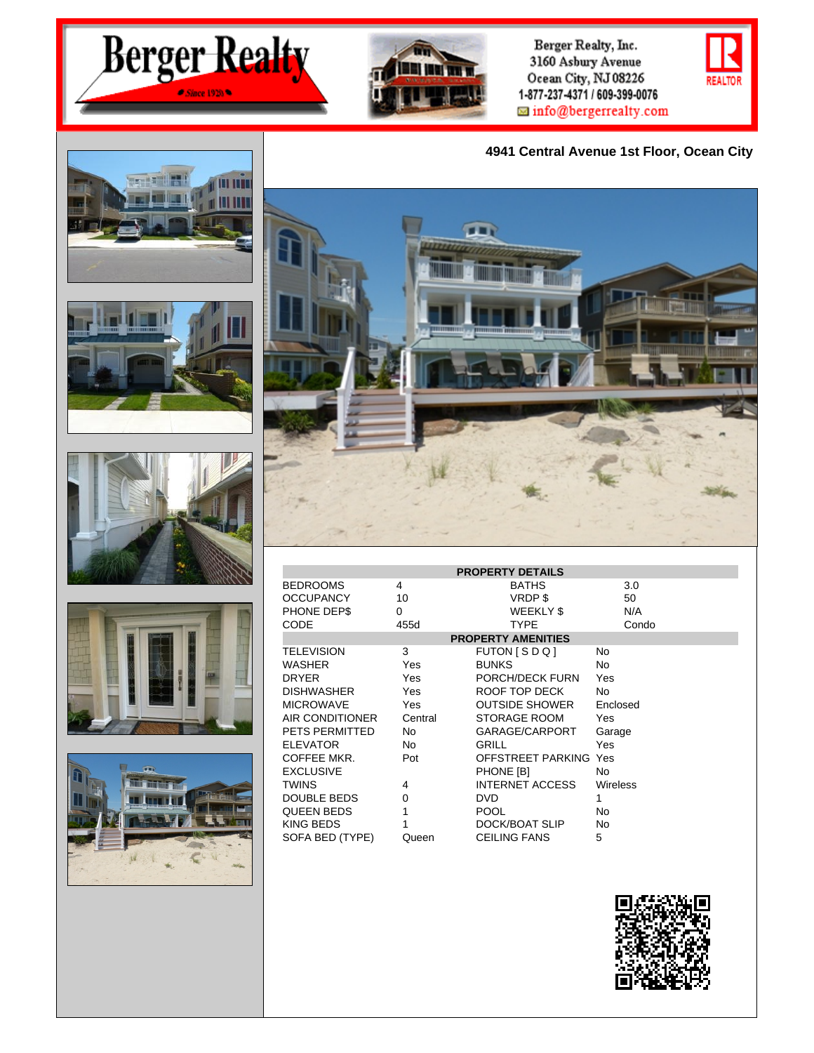Berger Realty
Since 1920

Berger Realty, Inc.
3160 Asbury Avenue
Ocean City, NJ 08226
1-877-237-4371 / 609-399-0076
info@bergerrealty.com

REALTOR

## 4941 Central Avenue 1st Floor, Ocean City

| PROPERTY DETAILS | | | |
|---|---|---|---|
| BEDROOMS | 4 | BATHS | 3.0 |
| OCCUPANCY | 10 | VRDP $ | 50 |
| PHONE DEP$ | 0 | WEEKLY $ | N/A |
| CODE | 455d | TYPE | Condo |

| PROPERTY AMENITIES | | | |
|---|---|---|---|
| TELEVISION | 3 | FUTON [ S D Q ] | No |
| WASHER | Yes | BUNKS | No |
| DRYER | Yes | PORCH/DECK FURN | Yes |
| DISHWASHER | Yes | ROOF TOP DECK | No |
| MICROWAVE | Yes | OUTSIDE SHOWER | Enclosed |
| AIR CONDITIONER | Central | STORAGE ROOM | Yes |
| PETS PERMITTED | No | GARAGE/CARPORT | Garage |
| ELEVATOR | No | GRILL | Yes |
| COFFEE MKR. | Pot | OFFSTREET PARKING | Yes |
| EXCLUSIVE | | PHONE [B] | No |
| TWINS | 4 | INTERNET ACCESS | Wireless |
| DOUBLE BEDS | 0 | DVD | 1 |
| QUEEN BEDS | 1 | POOL | No |
| KING BEDS | 1 | DOCK/BOAT SLIP | No |
| SOFA BED (TYPE) | Queen | CEILING FANS | 5 |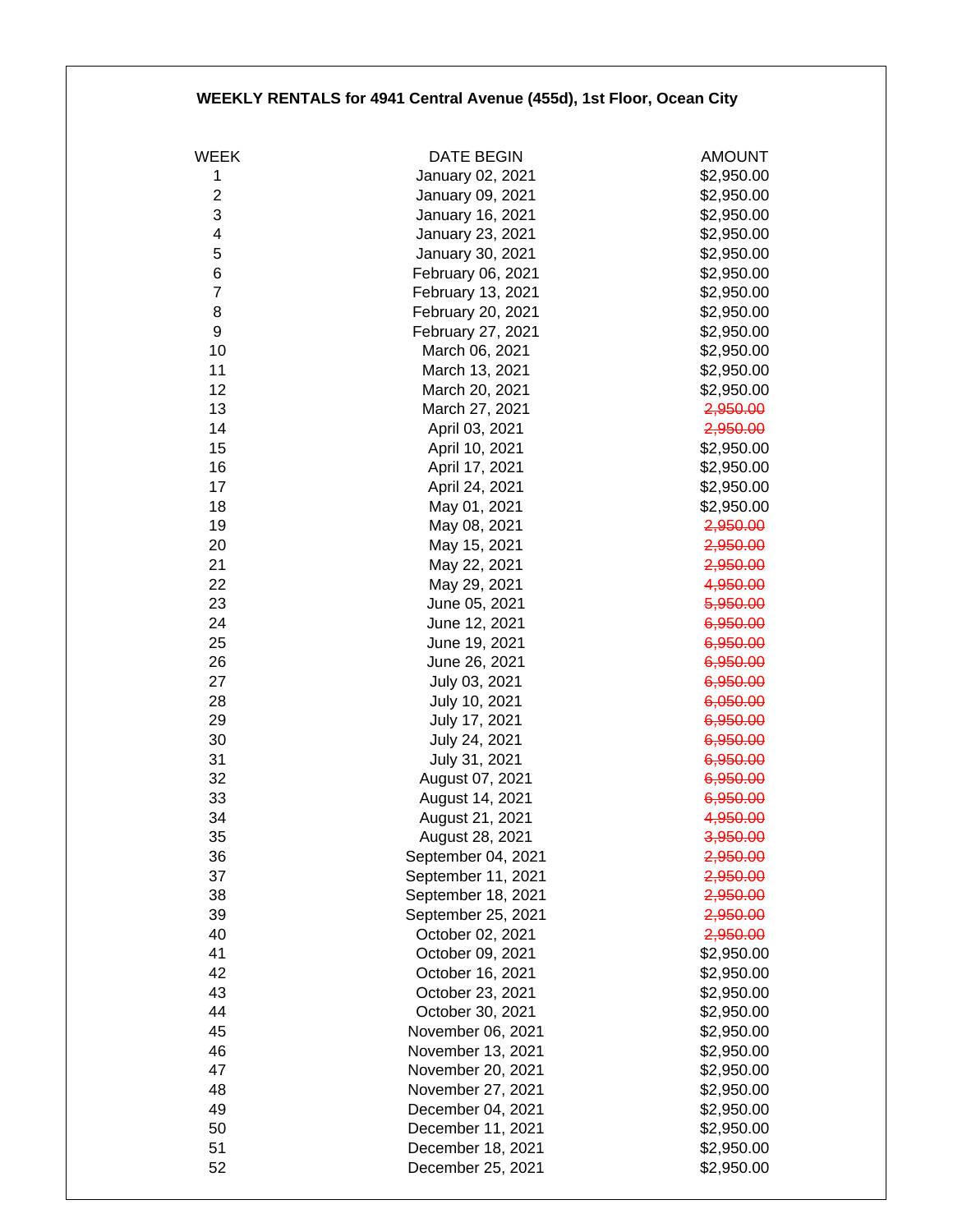**WEEKLY RENTALS for 4941 Central Avenue (455d), 1st Floor, Ocean City**

| WEEK | DATE BEGIN | AMOUNT |
|---|---|---|
| 1 | January 02, 2021 | $2,950.00 |
| 2 | January 09, 2021 | $2,950.00 |
| 3 | January 16, 2021 | $2,950.00 |
| 4 | January 23, 2021 | $2,950.00 |
| 5 | January 30, 2021 | $2,950.00 |
| 6 | February 06, 2021 | $2,950.00 |
| 7 | February 13, 2021 | $2,950.00 |
| 8 | February 20, 2021 | $2,950.00 |
| 9 | February 27, 2021 | $2,950.00 |
| 10 | March 06, 2021 | $2,950.00 |
| 11 | March 13, 2021 | $2,950.00 |
| 12 | March 20, 2021 | $2,950.00 |
| 13 | March 27, 2021 | ~~2,950.00~~ |
| 14 | April 03, 2021 | ~~2,950.00~~ |
| 15 | April 10, 2021 | $2,950.00 |
| 16 | April 17, 2021 | $2,950.00 |
| 17 | April 24, 2021 | $2,950.00 |
| 18 | May 01, 2021 | $2,950.00 |
| 19 | May 08, 2021 | ~~2,950.00~~ |
| 20 | May 15, 2021 | ~~2,950.00~~ |
| 21 | May 22, 2021 | ~~2,950.00~~ |
| 22 | May 29, 2021 | ~~4,950.00~~ |
| 23 | June 05, 2021 | ~~5,950.00~~ |
| 24 | June 12, 2021 | ~~6,950.00~~ |
| 25 | June 19, 2021 | ~~6,950.00~~ |
| 26 | June 26, 2021 | ~~6,950.00~~ |
| 27 | July 03, 2021 | ~~6,950.00~~ |
| 28 | July 10, 2021 | ~~6,050.00~~ |
| 29 | July 17, 2021 | ~~6,950.00~~ |
| 30 | July 24, 2021 | ~~6,950.00~~ |
| 31 | July 31, 2021 | ~~6,950.00~~ |
| 32 | August 07, 2021 | ~~6,950.00~~ |
| 33 | August 14, 2021 | ~~6,950.00~~ |
| 34 | August 21, 2021 | ~~4,950.00~~ |
| 35 | August 28, 2021 | ~~3,950.00~~ |
| 36 | September 04, 2021 | ~~2,950.00~~ |
| 37 | September 11, 2021 | ~~2,950.00~~ |
| 38 | September 18, 2021 | ~~2,950.00~~ |
| 39 | September 25, 2021 | ~~2,950.00~~ |
| 40 | October 02, 2021 | ~~2,950.00~~ |
| 41 | October 09, 2021 | $2,950.00 |
| 42 | October 16, 2021 | $2,950.00 |
| 43 | October 23, 2021 | $2,950.00 |
| 44 | October 30, 2021 | $2,950.00 |
| 45 | November 06, 2021 | $2,950.00 |
| 46 | November 13, 2021 | $2,950.00 |
| 47 | November 20, 2021 | $2,950.00 |
| 48 | November 27, 2021 | $2,950.00 |
| 49 | December 04, 2021 | $2,950.00 |
| 50 | December 11, 2021 | $2,950.00 |
| 51 | December 18, 2021 | $2,950.00 |
| 52 | December 25, 2021 | $2,950.00 |